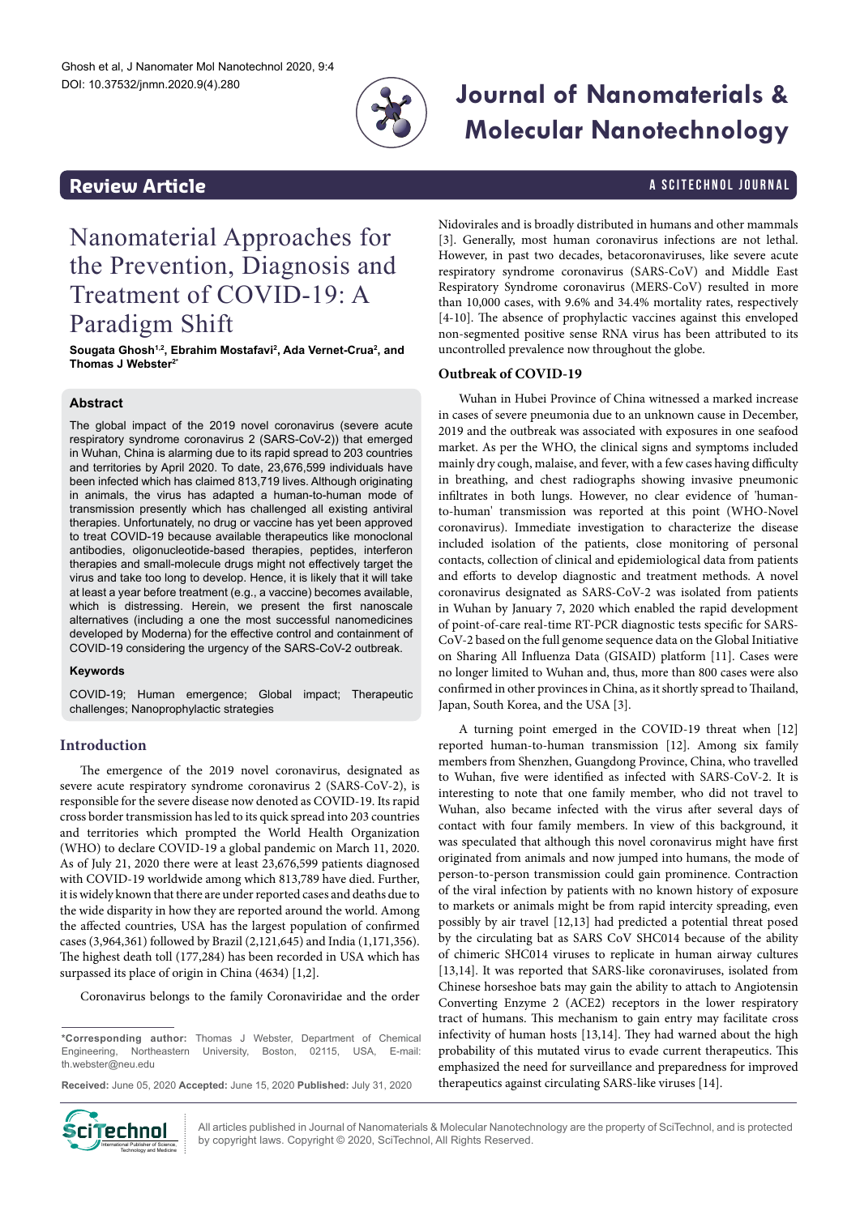Review Article

# Nanomaterial Approaches for the Prevention, Diagnosis and Treatment of COVID-19: A Paradigm Shift

**Sougata Ghosh[1,2], Ebrahim Mostafavi[2], Ada Vernet-Crua[2], and Thomas J Webster[2*]**

## Abstract

The global impact of the 2019 novel coronavirus (severe acute respiratory syndrome coronavirus 2 (SARS-CoV-2)) that emerged in Wuhan, China is alarming due to its rapid spread to 203 countries and territories by April 2020. To date, 23,676,599 individuals have been infected which has claimed 813,719 lives. Although originating in animals, the virus has adapted a human-to-human mode of transmission presently which has challenged all existing antiviral therapies. Unfortunately, no drug or vaccine has yet been approved to treat COVID-19 because available therapeutics like monoclonal antibodies, oligonucleotide-based therapies, peptides, interferon therapies and small-molecule drugs might not effectively target the virus and take too long to develop. Hence, it is likely that it will take at least a year before treatment (e.g., a vaccine) becomes available, which is distressing. Herein, we present the first nanoscale alternatives (including a one the most successful nanomedicines developed by Moderna) for the effective control and containment of COVID-19 considering the urgency of the SARS-CoV-2 outbreak.

### Keywords

COVID-19; Human emergence; Global impact; Therapeutic challenges; Nanoprophylactic strategies

## Introduction

The emergence of the 2019 novel coronavirus, designated as severe acute respiratory syndrome coronavirus 2 (SARS-CoV-2), is responsible for the severe disease now denoted as COVID-19. Its rapid cross border transmission has led to its quick spread into 203 countries and territories which prompted the World Health Organization (WHO) to declare COVID-19 a global pandemic on March 11, 2020. As of July 21, 2020 there were at least 23,676,599 patients diagnosed with COVID-19 worldwide among which 813,789 have died. Further, it is widely known that there are under reported cases and deaths due to the wide disparity in how they are reported around the world. Among the affected countries, USA has the largest population of confirmed cases (3,964,361) followed by Brazil (2,121,645) and India (1,171,356). The highest death toll (177,284) has been recorded in USA which has surpassed its place of origin in China (4634) [1,2].

Coronavirus belongs to the family Coronaviridae and the order Nidovirales and is broadly distributed in humans and other mammals [3]. Generally, most human coronavirus infections are not lethal. However, in past two decades, betacoronaviruses, like severe acute respiratory syndrome coronavirus (SARS-CoV) and Middle East Respiratory Syndrome coronavirus (MERS-CoV) resulted in more than 10,000 cases, with 9.6% and 34.4% mortality rates, respectively [4-10]. The absence of prophylactic vaccines against this enveloped non-segmented positive sense RNA virus has been attributed to its uncontrolled prevalence now throughout the globe.

### Outbreak of COVID-19

Wuhan in Hubei Province of China witnessed a marked increase in cases of severe pneumonia due to an unknown cause in December, 2019 and the outbreak was associated with exposures in one seafood market. As per the WHO, the clinical signs and symptoms included mainly dry cough, malaise, and fever, with a few cases having difficulty in breathing, and chest radiographs showing invasive pneumonic infiltrates in both lungs. However, no clear evidence of 'human-to-human' transmission was reported at this point (WHO-Novel coronavirus). Immediate investigation to characterize the disease included isolation of the patients, close monitoring of personal contacts, collection of clinical and epidemiological data from patients and efforts to develop diagnostic and treatment methods. A novel coronavirus designated as SARS-CoV-2 was isolated from patients in Wuhan by January 7, 2020 which enabled the rapid development of point-of-care real-time RT-PCR diagnostic tests specific for SARS-CoV-2 based on the full genome sequence data on the Global Initiative on Sharing All Influenza Data (GISAID) platform [11]. Cases were no longer limited to Wuhan and, thus, more than 800 cases were also confirmed in other provinces in China, as it shortly spread to Thailand, Japan, South Korea, and the USA [3].

A turning point emerged in the COVID-19 threat when [12] reported human-to-human transmission [12]. Among six family members from Shenzhen, Guangdong Province, China, who travelled to Wuhan, five were identified as infected with SARS-CoV-2. It is interesting to note that one family member, who did not travel to Wuhan, also became infected with the virus after several days of contact with four family members. In view of this background, it was speculated that although this novel coronavirus might have first originated from animals and now jumped into humans, the mode of person-to-person transmission could gain prominence. Contraction of the viral infection by patients with no known history of exposure to markets or animals might be from rapid intercity spreading, even possibly by air travel [12,13] had predicted a potential threat posed by the circulating bat as SARS CoV SHC014 because of the ability of chimeric SHC014 viruses to replicate in human airway cultures [13,14]. It was reported that SARS-like coronaviruses, isolated from Chinese horseshoe bats may gain the ability to attach to Angiotensin Converting Enzyme 2 (ACE2) receptors in the lower respiratory tract of humans. This mechanism to gain entry may facilitate cross infectivity of human hosts [13,14]. They had warned about the high probability of this mutated virus to evade current therapeutics. This emphasized the need for surveillance and preparedness for improved therapeutics against circulating SARS-like viruses [14].

---

***Corresponding author:** Thomas J Webster, Department of Chemical Engineering, Northeastern University, Boston, 02115, USA, E-mail: th.webster@neu.edu

**Received:** June 05, 2020 **Accepted:** June 15, 2020 **Published:** July 31, 2020

All articles published in Journal of Nanomaterials & Molecular Nanotechnology are the property of SciTechnol, and is protected by copyright laws. Copyright © 2020, SciTechnol, All Rights Reserved.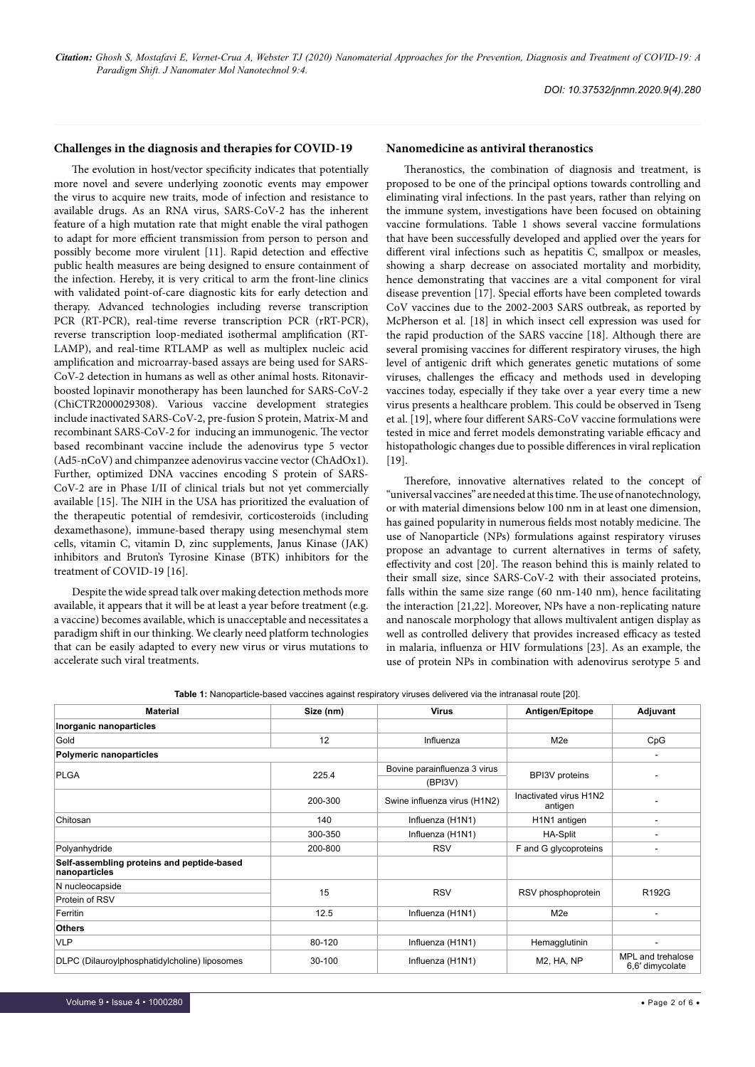## Challenges in the diagnosis and therapies for COVID-19

The evolution in host/vector specificity indicates that potentially more novel and severe underlying zoonotic events may empower the virus to acquire new traits, mode of infection and resistance to available drugs. As an RNA virus, SARS-CoV-2 has the inherent feature of a high mutation rate that might enable the viral pathogen to adapt for more efficient transmission from person to person and possibly become more virulent [11]. Rapid detection and effective public health measures are being designed to ensure containment of the infection. Hereby, it is very critical to arm the front-line clinics with validated point-of-care diagnostic kits for early detection and therapy. Advanced technologies including reverse transcription PCR (RT-PCR), real-time reverse transcription PCR (rRT-PCR), reverse transcription loop-mediated isothermal amplification (RT-LAMP), and real-time RTLAMP as well as multiplex nucleic acid amplification and microarray-based assays are being used for SARS-CoV-2 detection in humans as well as other animal hosts. Ritonavir-boosted lopinavir monotherapy has been launched for SARS-CoV-2 (ChiCTR2000029308). Various vaccine development strategies include inactivated SARS-CoV-2, pre-fusion S protein, Matrix-M and recombinant SARS-CoV-2 for inducing an immunogenic. The vector based recombinant vaccine include the adenovirus type 5 vector (Ad5-nCoV) and chimpanzee adenovirus vaccine vector (ChAdOx1). Further, optimized DNA vaccines encoding S protein of SARS-CoV-2 are in Phase I/II of clinical trials but not yet commercially available [15]. The NIH in the USA has prioritized the evaluation of the therapeutic potential of remdesivir, corticosteroids (including dexamethasone), immune-based therapy using mesenchymal stem cells, vitamin C, vitamin D, zinc supplements, Janus Kinase (JAK) inhibitors and Bruton's Tyrosine Kinase (BTK) inhibitors for the treatment of COVID-19 [16].

Despite the wide spread talk over making detection methods more available, it appears that it will be at least a year before treatment (e.g. a vaccine) becomes available, which is unacceptable and necessitates a paradigm shift in our thinking. We clearly need platform technologies that can be easily adapted to every new virus or virus mutations to accelerate such viral treatments.

## Nanomedicine as antiviral theranostics

Theranostics, the combination of diagnosis and treatment, is proposed to be one of the principal options towards controlling and eliminating viral infections. In the past years, rather than relying on the immune system, investigations have been focused on obtaining vaccine formulations. Table 1 shows several vaccine formulations that have been successfully developed and applied over the years for different viral infections such as hepatitis C, smallpox or measles, showing a sharp decrease on associated mortality and morbidity, hence demonstrating that vaccines are a vital component for viral disease prevention [17]. Special efforts have been completed towards CoV vaccines due to the 2002-2003 SARS outbreak, as reported by McPherson et al. [18] in which insect cell expression was used for the rapid production of the SARS vaccine [18]. Although there are several promising vaccines for different respiratory viruses, the high level of antigenic drift which generates genetic mutations of some viruses, challenges the efficacy and methods used in developing vaccines today, especially if they take over a year every time a new virus presents a healthcare problem. This could be observed in Tseng et al. [19], where four different SARS-CoV vaccine formulations were tested in mice and ferret models demonstrating variable efficacy and histopathologic changes due to possible differences in viral replication [19].

Therefore, innovative alternatives related to the concept of "universal vaccines" are needed at this time. The use of nanotechnology, or with material dimensions below 100 nm in at least one dimension, has gained popularity in numerous fields most notably medicine. The use of Nanoparticle (NPs) formulations against respiratory viruses propose an advantage to current alternatives in terms of safety, effectivity and cost [20]. The reason behind this is mainly related to their small size, since SARS-CoV-2 with their associated proteins, falls within the same size range (60 nm-140 nm), hence facilitating the interaction [21,22]. Moreover, NPs have a non-replicating nature and nanoscale morphology that allows multivalent antigen display as well as controlled delivery that provides increased efficacy as tested in malaria, influenza or HIV formulations [23]. As an example, the use of protein NPs in combination with adenovirus serotype 5 and

**Table 1:** Nanoparticle-based vaccines against respiratory viruses delivered via the intranasal route [20].

| Material | Size (nm) | Virus | Antigen/Epitope | Adjuvant |
|---|---|---|---|---|
| **Inorganic nanoparticles** | | | | |
| Gold | 12 | Influenza | M2e | CpG |
| **Polymeric nanoparticles** | | | | - |
| PLGA | 225.4 | Bovine parainfluenza 3 virus (BPI3V) | BPI3V proteins | - |
| | 200-300 | Swine influenza virus (H1N2) | Inactivated virus H1N2 antigen | - |
| Chitosan | 140 | Influenza (H1N1) | H1N1 antigen | - |
| | 300-350 | Influenza (H1N1) | HA-Split | - |
| Polyanhydride | 200-800 | RSV | F and G glycoproteins | - |
| **Self-assembling proteins and peptide-based nanoparticles** | | | | |
| N nucleocapside Protein of RSV | 15 | RSV | RSV phosphoprotein | R192G |
| Ferritin | 12.5 | Influenza (H1N1) | M2e | - |
| **Others** | | | | |
| VLP | 80-120 | Influenza (H1N1) | Hemagglutinin | - |
| DLPC (Dilauroylphosphatidylcholine) liposomes | 30-100 | Influenza (H1N1) | M2, HA, NP | MPL and trehalose 6,6′ dimycolate |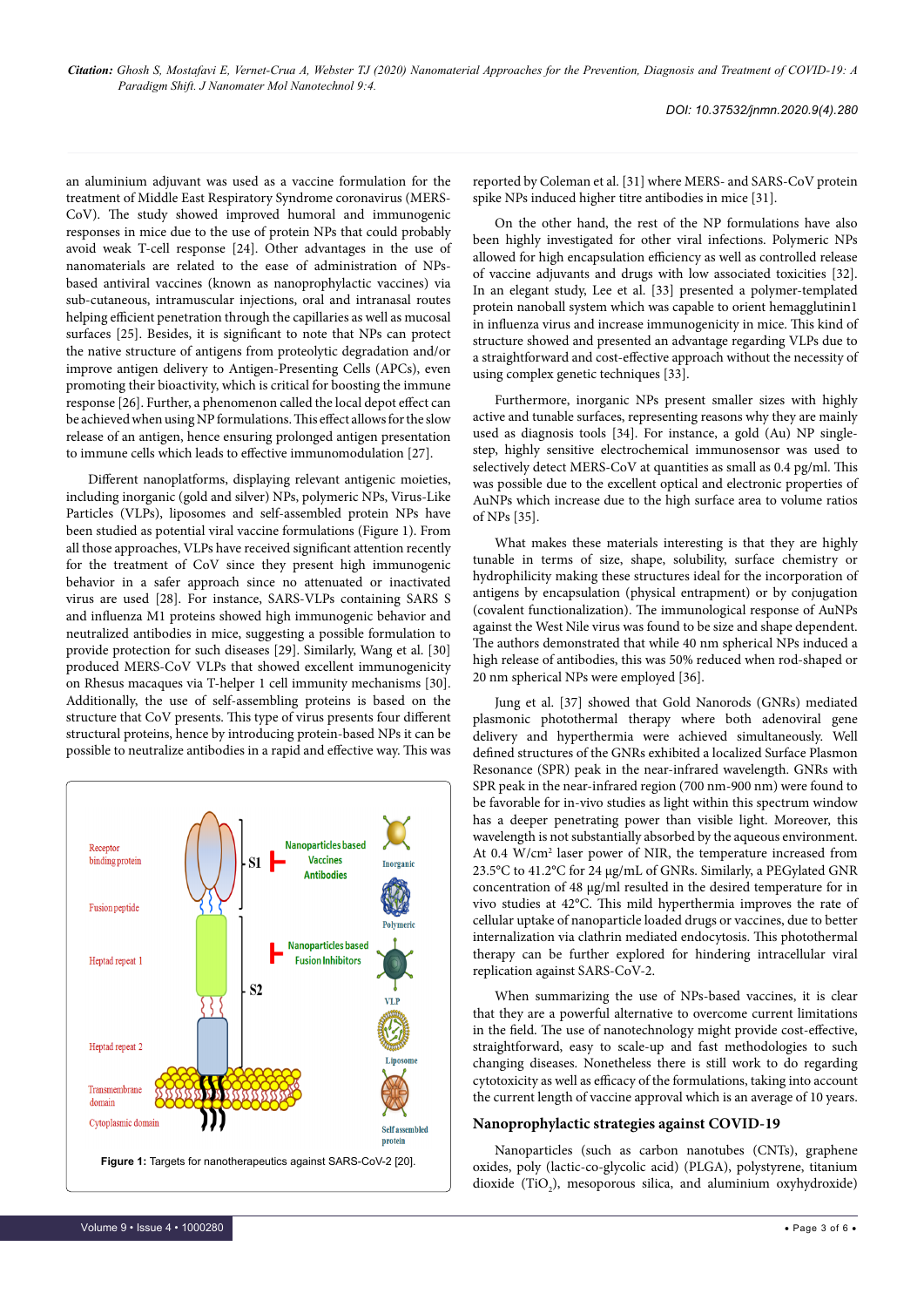an aluminium adjuvant was used as a vaccine formulation for the treatment of Middle East Respiratory Syndrome coronavirus (MERS-CoV). The study showed improved humoral and immunogenic responses in mice due to the use of protein NPs that could probably avoid weak T-cell response [24]. Other advantages in the use of nanomaterials are related to the ease of administration of NPs-based antiviral vaccines (known as nanoprophylactic vaccines) via sub-cutaneous, intramuscular injections, oral and intranasal routes helping efficient penetration through the capillaries as well as mucosal surfaces [25]. Besides, it is significant to note that NPs can protect the native structure of antigens from proteolytic degradation and/or improve antigen delivery to Antigen-Presenting Cells (APCs), even promoting their bioactivity, which is critical for boosting the immune response [26]. Further, a phenomenon called the local depot effect can be achieved when using NP formulations. This effect allows for the slow release of an antigen, hence ensuring prolonged antigen presentation to immune cells which leads to effective immunomodulation [27].

Different nanoplatforms, displaying relevant antigenic moieties, including inorganic (gold and silver) NPs, polymeric NPs, Virus-Like Particles (VLPs), liposomes and self-assembled protein NPs have been studied as potential viral vaccine formulations (Figure 1). From all those approaches, VLPs have received significant attention recently for the treatment of CoV since they present high immunogenic behavior in a safer approach since no attenuated or inactivated virus are used [28]. For instance, SARS-VLPs containing SARS S and influenza M1 proteins showed high immunogenic behavior and neutralized antibodies in mice, suggesting a possible formulation to provide protection for such diseases [29]. Similarly, Wang et al. [30] produced MERS-CoV VLPs that showed excellent immunogenicity on Rhesus macaques via T-helper 1 cell immunity mechanisms [30]. Additionally, the use of self-assembling proteins is based on the structure that CoV presents. This type of virus presents four different structural proteins, hence by introducing protein-based NPs it can be possible to neutralize antibodies in a rapid and effective way. This was reported by Coleman et al. [31] where MERS- and SARS-CoV protein spike NPs induced higher titre antibodies in mice [31].

**Figure 1:** Targets for nanotherapeutics against SARS-CoV-2 [20].

On the other hand, the rest of the NP formulations have also been highly investigated for other viral infections. Polymeric NPs allowed for high encapsulation efficiency as well as controlled release of vaccine adjuvants and drugs with low associated toxicities [32]. In an elegant study, Lee et al. [33] presented a polymer-templated protein nanoball system which was capable to orient hemagglutinin1 in influenza virus and increase immunogenicity in mice. This kind of structure showed and presented an advantage regarding VLPs due to a straightforward and cost-effective approach without the necessity of using complex genetic techniques [33].

Furthermore, inorganic NPs present smaller sizes with highly active and tunable surfaces, representing reasons why they are mainly used as diagnosis tools [34]. For instance, a gold (Au) NP single-step, highly sensitive electrochemical immunosensor was used to selectively detect MERS-CoV at quantities as small as 0.4 pg/ml. This was possible due to the excellent optical and electronic properties of AuNPs which increase due to the high surface area to volume ratios of NPs [35].

What makes these materials interesting is that they are highly tunable in terms of size, shape, solubility, surface chemistry or hydrophilicity making these structures ideal for the incorporation of antigens by encapsulation (physical entrapment) or by conjugation (covalent functionalization). The immunological response of AuNPs against the West Nile virus was found to be size and shape dependent. The authors demonstrated that while 40 nm spherical NPs induced a high release of antibodies, this was 50% reduced when rod-shaped or 20 nm spherical NPs were employed [36].

Jung et al. [37] showed that Gold Nanorods (GNRs) mediated plasmonic photothermal therapy where both adenoviral gene delivery and hyperthermia were achieved simultaneously. Well defined structures of the GNRs exhibited a localized Surface Plasmon Resonance (SPR) peak in the near-infrared wavelength. GNRs with SPR peak in the near-infrared region (700 nm-900 nm) were found to be favorable for in-vivo studies as light within this spectrum window has a deeper penetrating power than visible light. Moreover, this wavelength is not substantially absorbed by the aqueous environment. At 0.4 W/cm$^2$ laser power of NIR, the temperature increased from 23.5°C to 41.2°C for 24 µg/mL of GNRs. Similarly, a PEGylated GNR concentration of 48 µg/ml resulted in the desired temperature for in vivo studies at 42°C. This mild hyperthermia improves the rate of cellular uptake of nanoparticle loaded drugs or vaccines, due to better internalization via clathrin mediated endocytosis. This photothermal therapy can be further explored for hindering intracellular viral replication against SARS-CoV-2.

When summarizing the use of NPs-based vaccines, it is clear that they are a powerful alternative to overcome current limitations in the field. The use of nanotechnology might provide cost-effective, straightforward, easy to scale-up and fast methodologies to such changing diseases. Nonetheless there is still work to do regarding cytotoxicity as well as efficacy of the formulations, taking into account the current length of vaccine approval which is an average of 10 years.

## Nanoprophylactic strategies against COVID-19

Nanoparticles (such as carbon nanotubes (CNTs), graphene oxides, poly (lactic-co-glycolic acid) (PLGA), polystyrene, titanium dioxide ($TiO_2$), mesoporous silica, and aluminium oxyhydroxide)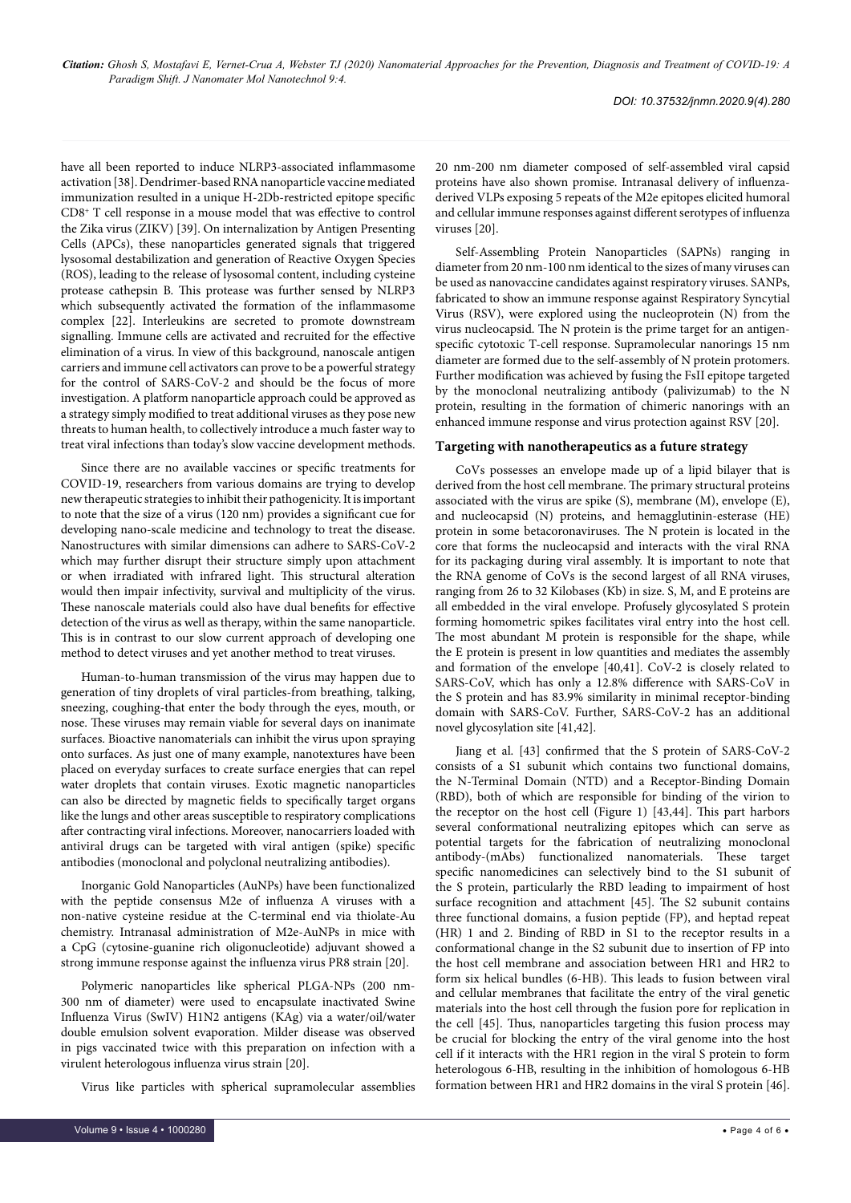have all been reported to induce NLRP3-associated inflammasome activation [38]. Dendrimer-based RNA nanoparticle vaccine mediated immunization resulted in a unique H-2Db-restricted epitope specific $CD8^+$ T cell response in a mouse model that was effective to control the Zika virus (ZIKV) [39]. On internalization by Antigen Presenting Cells (APCs), these nanoparticles generated signals that triggered lysosomal destabilization and generation of Reactive Oxygen Species (ROS), leading to the release of lysosomal content, including cysteine protease cathepsin B. This protease was further sensed by NLRP3 which subsequently activated the formation of the inflammasome complex [22]. Interleukins are secreted to promote downstream signalling. Immune cells are activated and recruited for the effective elimination of a virus. In view of this background, nanoscale antigen carriers and immune cell activators can prove to be a powerful strategy for the control of SARS-CoV-2 and should be the focus of more investigation. A platform nanoparticle approach could be approved as a strategy simply modified to treat additional viruses as they pose new threats to human health, to collectively introduce a much faster way to treat viral infections than today's slow vaccine development methods.

Since there are no available vaccines or specific treatments for COVID-19, researchers from various domains are trying to develop new therapeutic strategies to inhibit their pathogenicity. It is important to note that the size of a virus (120 nm) provides a significant cue for developing nano-scale medicine and technology to treat the disease. Nanostructures with similar dimensions can adhere to SARS-CoV-2 which may further disrupt their structure simply upon attachment or when irradiated with infrared light. This structural alteration would then impair infectivity, survival and multiplicity of the virus. These nanoscale materials could also have dual benefits for effective detection of the virus as well as therapy, within the same nanoparticle. This is in contrast to our slow current approach of developing one method to detect viruses and yet another method to treat viruses.

Human-to-human transmission of the virus may happen due to generation of tiny droplets of viral particles-from breathing, talking, sneezing, coughing-that enter the body through the eyes, mouth, or nose. These viruses may remain viable for several days on inanimate surfaces. Bioactive nanomaterials can inhibit the virus upon spraying onto surfaces. As just one of many example, nanotextures have been placed on everyday surfaces to create surface energies that can repel water droplets that contain viruses. Exotic magnetic nanoparticles can also be directed by magnetic fields to specifically target organs like the lungs and other areas susceptible to respiratory complications after contracting viral infections. Moreover, nanocarriers loaded with antiviral drugs can be targeted with viral antigen (spike) specific antibodies (monoclonal and polyclonal neutralizing antibodies).

Inorganic Gold Nanoparticles (AuNPs) have been functionalized with the peptide consensus M2e of influenza A viruses with a non-native cysteine residue at the C-terminal end via thiolate-Au chemistry. Intranasal administration of M2e-AuNPs in mice with a CpG (cytosine-guanine rich oligonucleotide) adjuvant showed a strong immune response against the influenza virus PR8 strain [20].

Polymeric nanoparticles like spherical PLGA-NPs (200 nm-300 nm of diameter) were used to encapsulate inactivated Swine Influenza Virus (SwIV) H1N2 antigens (KAg) via a water/oil/water double emulsion solvent evaporation. Milder disease was observed in pigs vaccinated twice with this preparation on infection with a virulent heterologous influenza virus strain [20].

Virus like particles with spherical supramolecular assemblies 20 nm-200 nm diameter composed of self-assembled viral capsid proteins have also shown promise. Intranasal delivery of influenza-derived VLPs exposing 5 repeats of the M2e epitopes elicited humoral and cellular immune responses against different serotypes of influenza viruses [20].

Self-Assembling Protein Nanoparticles (SAPNs) ranging in diameter from 20 nm-100 nm identical to the sizes of many viruses can be used as nanovaccine candidates against respiratory viruses. SANPs, fabricated to show an immune response against Respiratory Syncytial Virus (RSV), were explored using the nucleoprotein (N) from the virus nucleocapsid. The N protein is the prime target for an antigen-specific cytotoxic T-cell response. Supramolecular nanorings 15 nm diameter are formed due to the self-assembly of N protein protomers. Further modification was achieved by fusing the FsII epitope targeted by the monoclonal neutralizing antibody (palivizumab) to the N protein, resulting in the formation of chimeric nanorings with an enhanced immune response and virus protection against RSV [20].

### Targeting with nanotherapeutics as a future strategy

CoVs possesses an envelope made up of a lipid bilayer that is derived from the host cell membrane. The primary structural proteins associated with the virus are spike (S), membrane (M), envelope (E), and nucleocapsid (N) proteins, and hemagglutinin-esterase (HE) protein in some betacoronaviruses. The N protein is located in the core that forms the nucleocapsid and interacts with the viral RNA for its packaging during viral assembly. It is important to note that the RNA genome of CoVs is the second largest of all RNA viruses, ranging from 26 to 32 Kilobases (Kb) in size. S, M, and E proteins are all embedded in the viral envelope. Profusely glycosylated S protein forming homometric spikes facilitates viral entry into the host cell. The most abundant M protein is responsible for the shape, while the E protein is present in low quantities and mediates the assembly and formation of the envelope [40,41]. CoV-2 is closely related to SARS-CoV, which has only a 12.8% difference with SARS-CoV in the S protein and has 83.9% similarity in minimal receptor-binding domain with SARS-CoV. Further, SARS-CoV-2 has an additional novel glycosylation site [41,42].

Jiang et al. [43] confirmed that the S protein of SARS-CoV-2 consists of a S1 subunit which contains two functional domains, the N-Terminal Domain (NTD) and a Receptor-Binding Domain (RBD), both of which are responsible for binding of the virion to the receptor on the host cell (Figure 1) [43,44]. This part harbors several conformational neutralizing epitopes which can serve as potential targets for the fabrication of neutralizing monoclonal antibody-(mAbs) functionalized nanomaterials. These target specific nanomedicines can selectively bind to the S1 subunit of the S protein, particularly the RBD leading to impairment of host surface recognition and attachment [45]. The S2 subunit contains three functional domains, a fusion peptide (FP), and heptad repeat (HR) 1 and 2. Binding of RBD in S1 to the receptor results in a conformational change in the S2 subunit due to insertion of FP into the host cell membrane and association between HR1 and HR2 to form six helical bundles (6-HB). This leads to fusion between viral and cellular membranes that facilitate the entry of the viral genetic materials into the host cell through the fusion pore for replication in the cell [45]. Thus, nanoparticles targeting this fusion process may be crucial for blocking the entry of the viral genome into the host cell if it interacts with the HR1 region in the viral S protein to form heterologous 6-HB, resulting in the inhibition of homologous 6-HB formation between HR1 and HR2 domains in the viral S protein [46].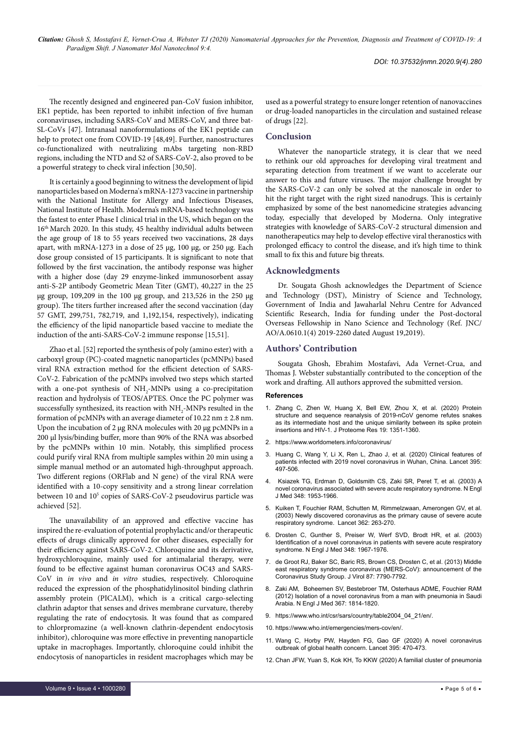The recently designed and engineered pan-CoV fusion inhibitor, EK1 peptide, has been reported to inhibit infection of five human coronaviruses, including SARS-CoV and MERS-CoV, and three bat-SL-CoVs [47]. Intranasal nanoformulations of the EK1 peptide can help to protect one from COVID-19 [48,49]. Further, nanostructures co-functionalized with neutralizing mAbs targeting non-RBD regions, including the NTD and S2 of SARS-CoV-2, also proved to be a powerful strategy to check viral infection [30,50].

It is certainly a good beginning to witness the development of lipid nanoparticles based on Moderna's mRNA-1273 vaccine in partnership with the National Institute for Allergy and Infectious Diseases, National Institute of Health. Moderna's mRNA-based technology was the fastest to enter Phase I clinical trial in the US, which began on the 16th March 2020. In this study, 45 healthy individual adults between the age group of 18 to 55 years received two vaccinations, 28 days apart, with mRNA-1273 in a dose of 25 µg, 100 µg, or 250 µg. Each dose group consisted of 15 participants. It is significant to note that followed by the first vaccination, the antibody response was higher with a higher dose (day 29 enzyme-linked immunosorbent assay anti-S-2P antibody Geometric Mean Titer (GMT), 40,227 in the 25 µg group, 109,209 in the 100 µg group, and 213,526 in the 250 µg group). The titers further increased after the second vaccination (day 57 GMT, 299,751, 782,719, and 1,192,154, respectively), indicating the efficiency of the lipid nanoparticle based vaccine to mediate the induction of the anti-SARS-CoV-2 immune response [15,51].

Zhao et al. [52] reported the synthesis of poly (amino ester) with a carboxyl group (PC)-coated magnetic nanoparticles (pcMNPs) based viral RNA extraction method for the efficient detection of SARS-CoV-2. Fabrication of the pcMNPs involved two steps which started with a one-pot synthesis of $NH_2$-MNPs using a co-precipitation reaction and hydrolysis of TEOS/APTES. Once the PC polymer was successfully synthesized, its reaction with $NH_2$-MNPs resulted in the formation of pcMNPs with an average diameter of 10.22 nm ± 2.8 nm. Upon the incubation of 2 µg RNA molecules with 20 µg pcMNPs in a 200 µl lysis/binding buffer, more than 90% of the RNA was absorbed by the pcMNPs within 10 min. Notably, this simplified process could purify viral RNA from multiple samples within 20 min using a simple manual method or an automated high-throughput approach. Two different regions (ORFlab and N gene) of the viral RNA were identified with a 10-copy sensitivity and a strong linear correlation between 10 and $10^5$ copies of SARS-CoV-2 pseudovirus particle was achieved [52].

The unavailability of an approved and effective vaccine has inspired the re-evaluation of potential prophylactic and/or therapeutic effects of drugs clinically approved for other diseases, especially for their efficiency against SARS-CoV-2. Chloroquine and its derivative, hydroxychloroquine, mainly used for antimalarial therapy, were found to be effective against human coronavirus OC43 and SARS-CoV in *in vivo* and *in vitro* studies, respectively. Chloroquine reduced the expression of the phosphatidylinositol binding clathrin assembly protein (PICALM), which is a critical cargo-selecting clathrin adaptor that senses and drives membrane curvature, thereby regulating the rate of endocytosis. It was found that as compared to chlorpromazine (a well-known clathrin-dependent endocytosis inhibitor), chloroquine was more effective in preventing nanoparticle uptake in macrophages. Importantly, chloroquine could inhibit the endocytosis of nanoparticles in resident macrophages which may be used as a powerful strategy to ensure longer retention of nanovaccines or drug-loaded nanoparticles in the circulation and sustained release of drugs [22].

## Conclusion

Whatever the nanoparticle strategy, it is clear that we need to rethink our old approaches for developing viral treatment and separating detection from treatment if we want to accelerate our answer to this and future viruses. The major challenge brought by the SARS-CoV-2 can only be solved at the nanoscale in order to hit the right target with the right sized nanodrugs. This is certainly emphasized by some of the best nanomedicine strategies advancing today, especially that developed by Moderna. Only integrative strategies with knowledge of SARS-CoV-2 structural dimension and nanotherapeutics may help to develop effective viral theranostics with prolonged efficacy to control the disease, and it's high time to think small to fix this and future big threats.

## Acknowledgments

Dr. Sougata Ghosh acknowledges the Department of Science and Technology (DST), Ministry of Science and Technology, Government of India and Jawaharlal Nehru Centre for Advanced Scientific Research, India for funding under the Post-doctoral Overseas Fellowship in Nano Science and Technology (Ref. JNC/AO/A.0610.1(4) 2019-2260 dated August 19,2019).

## Authors' Contribution

Sougata Ghosh, Ebrahim Mostafavi, Ada Vernet-Crua, and Thomas J. Webster substantially contributed to the conception of the work and drafting. All authors approved the submitted version.

### References

1. Zhang C, Zhen W, Huang X, Bell EW, Zhou X, et al. (2020) Protein structure and sequence reanalysis of 2019-nCoV genome refutes snakes as its intermediate host and the unique similarity between its spike protein insertions and HIV-1. J Proteome Res 19: 1351-1360.
2. https://www.worldometers.info/coronavirus/
3. Huang C, Wang Y, Li X, Ren L, Zhao J, et al. (2020) Clinical features of patients infected with 2019 novel coronavirus in Wuhan, China. Lancet 395: 497-506.
4. Ksiazek TG, Erdman D, Goldsmith CS, Zaki SR, Peret T, et al. (2003) A novel coronavirus associated with severe acute respiratory syndrome. N Engl J Med 348: 1953-1966.
5. Kuiken T, Fouchier RAM, Schutten M, Rimmelzwaan, Amerongen GV, et al. (2003) Newly discovered coronavirus as the primary cause of severe acute respiratory syndrome. Lancet 362: 263-270.
6. Drosten C, Gunther S, Preiser W, Werf SVD, Brodt HR, et al. (2003) Identification of a novel coronavirus in patients with severe acute respiratory syndrome. N Engl J Med 348: 1967-1976.
7. de Groot RJ, Baker SC, Baric RS, Brown CS, Drosten C, et al. (2013) Middle east respiratory syndrome coronavirus (MERS-CoV): announcement of the Coronavirus Study Group. J Virol 87: 7790-7792.
8. Zaki AM, Boheemen SV, Bestebroer TM, Osterhaus ADME, Fouchier RAM (2012) Isolation of a novel coronavirus from a man with pneumonia in Saudi Arabia. N Engl J Med 367: 1814-1820.
9. https://www.who.int/csr/sars/country/table2004_04_21/en/.
10. https://www.who.int/emergencies/mers-cov/en/.
11. Wang C, Horby PW, Hayden FG, Gao GF (2020) A novel coronavirus outbreak of global health concern. Lancet 395: 470-473.
12. Chan JFW, Yuan S, Kok KH, To KKW (2020) A familial cluster of pneumonia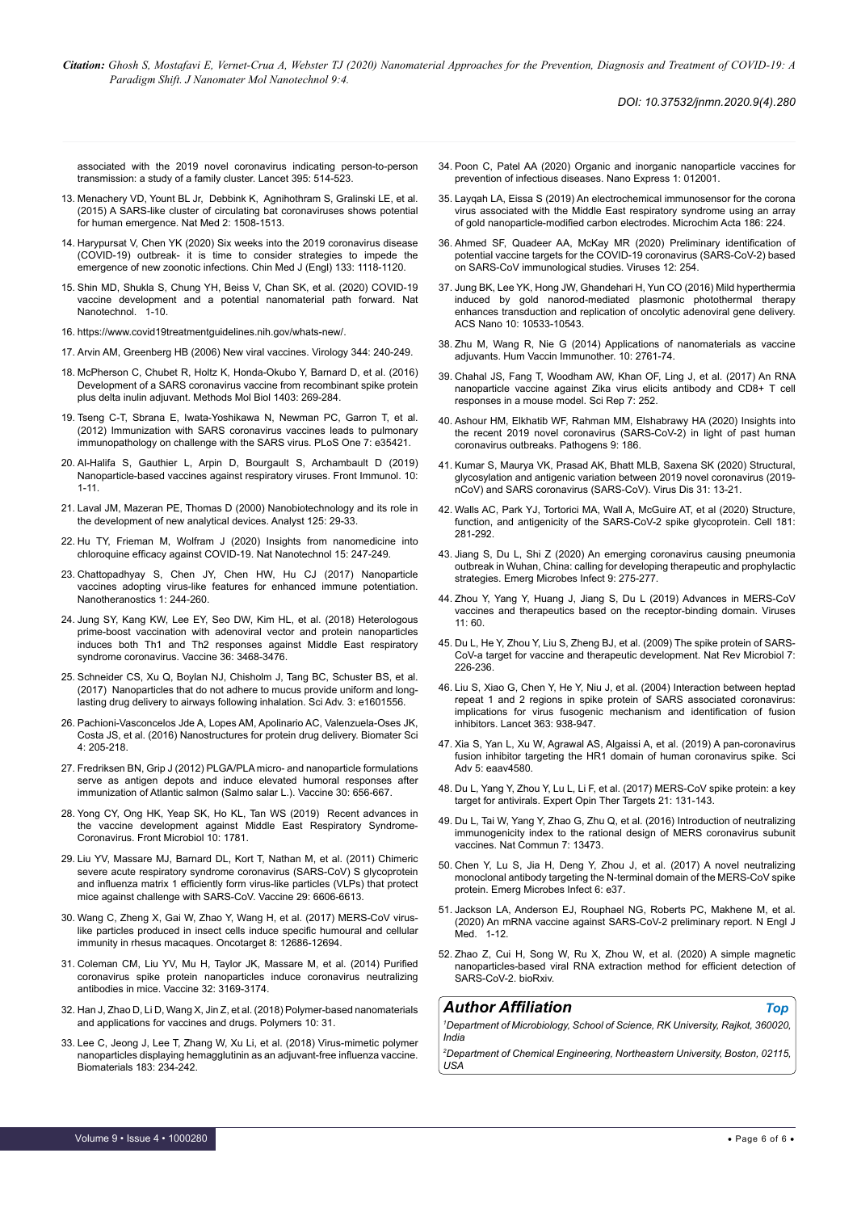associated with the 2019 novel coronavirus indicating person-to-person transmission: a study of a family cluster. Lancet 395: 514-523.

13. Menachery VD, Yount BL Jr, Debbink K, Agnihothram S, Gralinski LE, et al. (2015) A SARS-like cluster of circulating bat coronaviruses shows potential for human emergence. Nat Med 2: 1508-1513.

14. Harypursat V, Chen YK (2020) Six weeks into the 2019 coronavirus disease (COVID-19) outbreak- it is time to consider strategies to impede the emergence of new zoonotic infections. Chin Med J (Engl) 133: 1118-1120.

15. Shin MD, Shukla S, Chung YH, Beiss V, Chan SK, et al. (2020) COVID-19 vaccine development and a potential nanomaterial path forward. Nat Nanotechnol. 1-10.

16. https://www.covid19treatmentguidelines.nih.gov/whats-new/.

17. Arvin AM, Greenberg HB (2006) New viral vaccines. Virology 344: 240-249.

18. McPherson C, Chubet R, Holtz K, Honda-Okubo Y, Barnard D, et al. (2016) Development of a SARS coronavirus vaccine from recombinant spike protein plus delta inulin adjuvant. Methods Mol Biol 1403: 269-284.

19. Tseng C-T, Sbrana E, Iwata-Yoshikawa N, Newman PC, Garron T, et al. (2012) Immunization with SARS coronavirus vaccines leads to pulmonary immunopathology on challenge with the SARS virus. PLoS One 7: e35421.

20. Al-Halifa S, Gauthier L, Arpin D, Bourgault S, Archambault D (2019) Nanoparticle-based vaccines against respiratory viruses. Front Immunol. 10: 1-11.

21. Laval JM, Mazeran PE, Thomas D (2000) Nanobiotechnology and its role in the development of new analytical devices. Analyst 125: 29-33.

22. Hu TY, Frieman M, Wolfram J (2020) Insights from nanomedicine into chloroquine efficacy against COVID-19. Nat Nanotechnol 15: 247-249.

23. Chattopadhyay S, Chen JY, Chen HW, Hu CJ (2017) Nanoparticle vaccines adopting virus-like features for enhanced immune potentiation. Nanotheranostics 1: 244-260.

24. Jung SY, Kang KW, Lee EY, Seo DW, Kim HL, et al. (2018) Heterologous prime-boost vaccination with adenoviral vector and protein nanoparticles induces both Th1 and Th2 responses against Middle East respiratory syndrome coronavirus. Vaccine 36: 3468-3476.

25. Schneider CS, Xu Q, Boylan NJ, Chisholm J, Tang BC, Schuster BS, et al. (2017) Nanoparticles that do not adhere to mucus provide uniform and long-lasting drug delivery to airways following inhalation. Sci Adv. 3: e1601556.

26. Pachioni-Vasconcelos Jde A, Lopes AM, Apolinario AC, Valenzuela-Oses JK, Costa JS, et al. (2016) Nanostructures for protein drug delivery. Biomater Sci 4: 205-218.

27. Fredriksen BN, Grip J (2012) PLGA/PLA micro- and nanoparticle formulations serve as antigen depots and induce elevated humoral responses after immunization of Atlantic salmon (Salmo salar L.). Vaccine 30: 656-667.

28. Yong CY, Ong HK, Yeap SK, Ho KL, Tan WS (2019) Recent advances in the vaccine development against Middle East Respiratory Syndrome-Coronavirus. Front Microbiol 10: 1781.

29. Liu YV, Massare MJ, Barnard DL, Kort T, Nathan M, et al. (2011) Chimeric severe acute respiratory syndrome coronavirus (SARS-CoV) S glycoprotein and influenza matrix 1 efficiently form virus-like particles (VLPs) that protect mice against challenge with SARS-CoV. Vaccine 29: 6606-6613.

30. Wang C, Zheng X, Gai W, Zhao Y, Wang H, et al. (2017) MERS-CoV virus-like particles produced in insect cells induce specific humoural and cellular immunity in rhesus macaques. Oncotarget 8: 12686-12694.

31. Coleman CM, Liu YV, Mu H, Taylor JK, Massare M, et al. (2014) Purified coronavirus spike protein nanoparticles induce coronavirus neutralizing antibodies in mice. Vaccine 32: 3169-3174.

32. Han J, Zhao D, Li D, Wang X, Jin Z, et al. (2018) Polymer-based nanomaterials and applications for vaccines and drugs. Polymers 10: 31.

33. Lee C, Jeong J, Lee T, Zhang W, Xu Li, et al. (2018) Virus-mimetic polymer nanoparticles displaying hemagglutinin as an adjuvant-free influenza vaccine. Biomaterials 183: 234-242.

34. Poon C, Patel AA (2020) Organic and inorganic nanoparticle vaccines for prevention of infectious diseases. Nano Express 1: 012001.

35. Layqah LA, Eissa S (2019) An electrochemical immunosensor for the corona virus associated with the Middle East respiratory syndrome using an array of gold nanoparticle-modified carbon electrodes. Microchim Acta 186: 224.

36. Ahmed SF, Quadeer AA, McKay MR (2020) Preliminary identification of potential vaccine targets for the COVID-19 coronavirus (SARS-CoV-2) based on SARS-CoV immunological studies. Viruses 12: 254.

37. Jung BK, Lee YK, Hong JW, Ghandehari H, Yun CO (2016) Mild hyperthermia induced by gold nanorod-mediated plasmonic photothermal therapy enhances transduction and replication of oncolytic adenoviral gene delivery. ACS Nano 10: 10533-10543.

38. Zhu M, Wang R, Nie G (2014) Applications of nanomaterials as vaccine adjuvants. Hum Vaccin Immunother. 10: 2761-74.

39. Chahal JS, Fang T, Woodham AW, Khan OF, Ling J, et al. (2017) An RNA nanoparticle vaccine against Zika virus elicits antibody and CD8+ T cell responses in a mouse model. Sci Rep 7: 252.

40. Ashour HM, Elkhatib WF, Rahman MM, Elshabrawy HA (2020) Insights into the recent 2019 novel coronavirus (SARS-CoV-2) in light of past human coronavirus outbreaks. Pathogens 9: 186.

41. Kumar S, Maurya VK, Prasad AK, Bhatt MLB, Saxena SK (2020) Structural, glycosylation and antigenic variation between 2019 novel coronavirus (2019-nCoV) and SARS coronavirus (SARS-CoV). Virus Dis 31: 13-21.

42. Walls AC, Park YJ, Tortorici MA, Wall A, McGuire AT, et al (2020) Structure, function, and antigenicity of the SARS-CoV-2 spike glycoprotein. Cell 181: 281-292.

43. Jiang S, Du L, Shi Z (2020) An emerging coronavirus causing pneumonia outbreak in Wuhan, China: calling for developing therapeutic and prophylactic strategies. Emerg Microbes Infect 9: 275-277.

44. Zhou Y, Yang Y, Huang J, Jiang S, Du L (2019) Advances in MERS-CoV vaccines and therapeutics based on the receptor-binding domain. Viruses 11: 60.

45. Du L, He Y, Zhou Y, Liu S, Zheng BJ, et al. (2009) The spike protein of SARS-CoV-a target for vaccine and therapeutic development. Nat Rev Microbiol 7: 226-236.

46. Liu S, Xiao G, Chen Y, He Y, Niu J, et al. (2004) Interaction between heptad repeat 1 and 2 regions in spike protein of SARS associated coronavirus: implications for virus fusogenic mechanism and identification of fusion inhibitors. Lancet 363: 938-947.

47. Xia S, Yan L, Xu W, Agrawal AS, Algaissi A, et al. (2019) A pan-coronavirus fusion inhibitor targeting the HR1 domain of human coronavirus spike. Sci Adv 5: eaav4580.

48. Du L, Yang Y, Zhou Y, Lu L, Li F, et al. (2017) MERS-CoV spike protein: a key target for antivirals. Expert Opin Ther Targets 21: 131-143.

49. Du L, Tai W, Yang Y, Zhao G, Zhu Q, et al. (2016) Introduction of neutralizing immunogenicity index to the rational design of MERS coronavirus subunit vaccines. Nat Commun 7: 13473.

50. Chen Y, Lu S, Jia H, Deng Y, Zhou J, et al. (2017) A novel neutralizing monoclonal antibody targeting the N-terminal domain of the MERS-CoV spike protein. Emerg Microbes Infect 6: e37.

51. Jackson LA, Anderson EJ, Rouphael NG, Roberts PC, Makhene M, et al. (2020) An mRNA vaccine against SARS-CoV-2 preliminary report. N Engl J Med. 1-12.

52. Zhao Z, Cui H, Song W, Ru X, Zhou W, et al. (2020) A simple magnetic nanoparticles-based viral RNA extraction method for efficient detection of SARS-CoV-2. bioRxiv.

## Author Affiliation

[1]Department of Microbiology, School of Science, RK University, Rajkot, 360020, India

[2]Department of Chemical Engineering, Northeastern University, Boston, 02115, USA